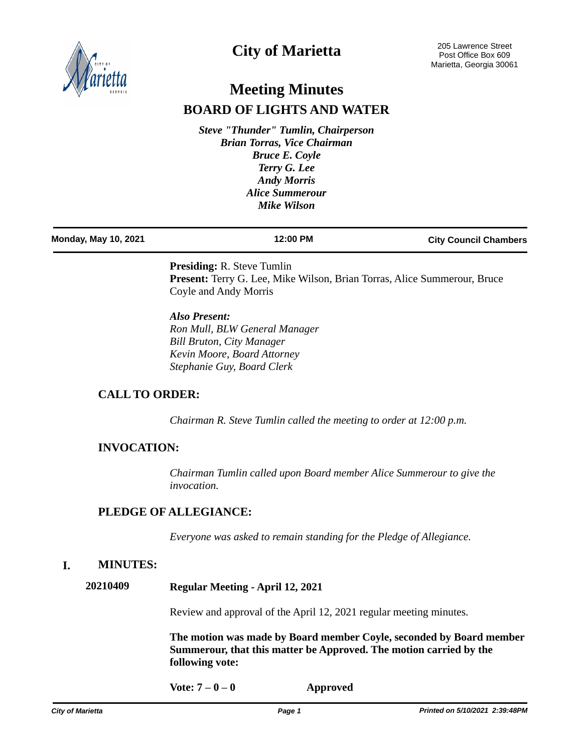# City of Marietta

205 Lawrence Street
Post Office Box 609
Marietta, Georgia 30061

# Meeting Minutes

## BOARD OF LIGHTS AND WATER

*Steve "Thunder" Tumlin, Chairperson*
*Brian Torras, Vice Chairman*
*Bruce E. Coyle*
*Terry G. Lee*
*Andy Morris*
*Alice Summerour*
*Mike Wilson*

**Monday, May 10, 2021** | **12:00 PM** | **City Council Chambers**

**Presiding:** R. Steve Tumlin
**Present:** Terry G. Lee, Mike Wilson, Brian Torras, Alice Summerour, Bruce Coyle and Andy Morris

***Also Present:***
*Ron Mull, BLW General Manager*
*Bill Bruton, City Manager*
*Kevin Moore, Board Attorney*
*Stephanie Guy, Board Clerk*

### CALL TO ORDER:

*Chairman R. Steve Tumlin called the meeting to order at 12:00 p.m.*

### INVOCATION:

*Chairman Tumlin called upon Board member Alice Summerour to give the invocation.*

### PLEDGE OF ALLEGIANCE:

*Everyone was asked to remain standing for the Pledge of Allegiance.*

### I. MINUTES:

**20210409** **Regular Meeting - April 12, 2021**

Review and approval of the April 12, 2021 regular meeting minutes.

**The motion was made by Board member Coyle, seconded by Board member Summerour, that this matter be Approved. The motion carried by the following vote:**

**Vote: 7 – 0 – 0** **Approved**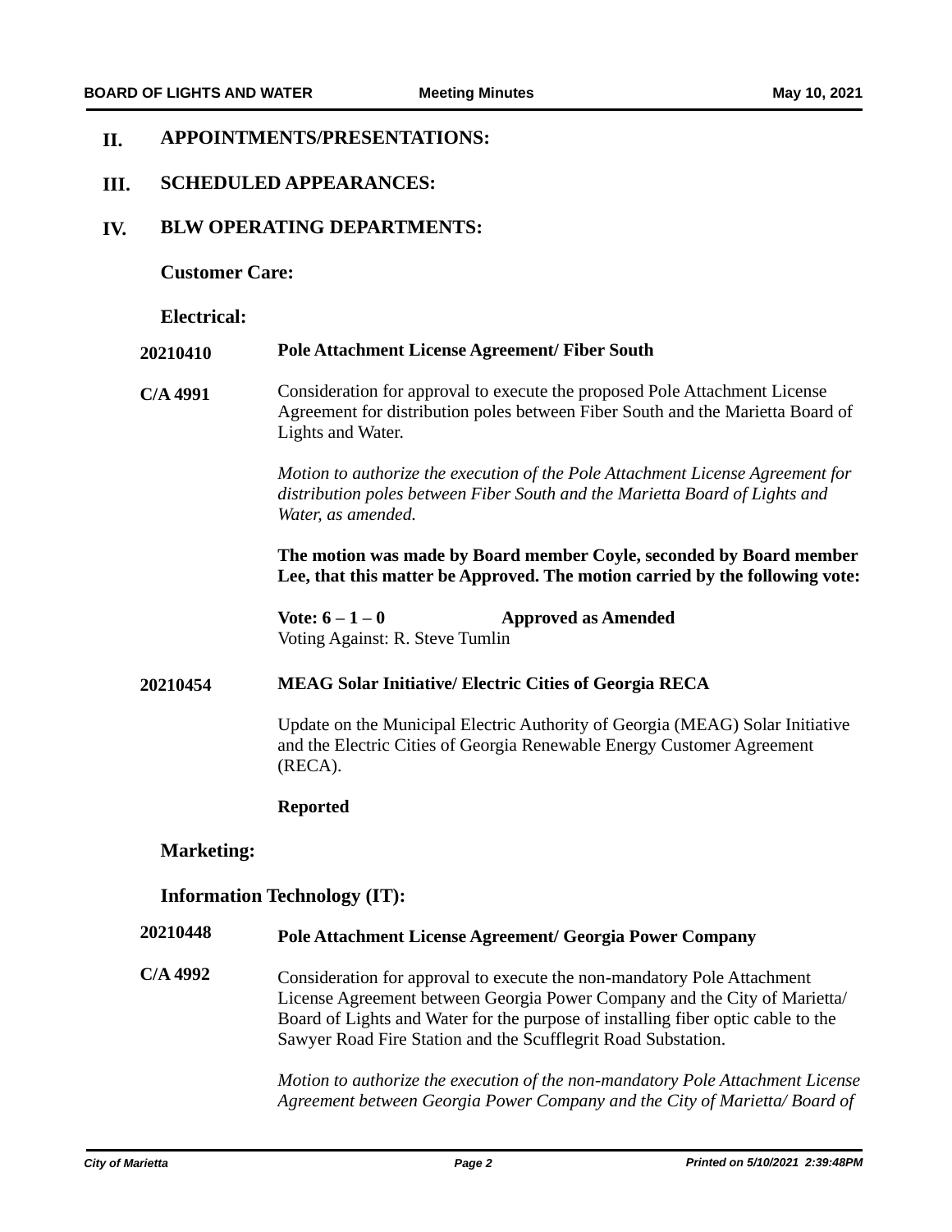## II. APPOINTMENTS/PRESENTATIONS:

## III. SCHEDULED APPEARANCES:

## IV. BLW OPERATING DEPARTMENTS:

### Customer Care:

### Electrical:

**20210410** **Pole Attachment License Agreement/ Fiber South**

**C/A 4991** Consideration for approval to execute the proposed Pole Attachment License Agreement for distribution poles between Fiber South and the Marietta Board of Lights and Water.

*Motion to authorize the execution of the Pole Attachment License Agreement for distribution poles between Fiber South and the Marietta Board of Lights and Water, as amended.*

**The motion was made by Board member Coyle, seconded by Board member Lee, that this matter be Approved. The motion carried by the following vote:**

**Vote: 6 – 1 – 0** **Approved as Amended**
Voting Against: R. Steve Tumlin

**20210454** **MEAG Solar Initiative/ Electric Cities of Georgia RECA**

Update on the Municipal Electric Authority of Georgia (MEAG) Solar Initiative and the Electric Cities of Georgia Renewable Energy Customer Agreement (RECA).

**Reported**

### Marketing:

### Information Technology (IT):

**20210448** **Pole Attachment License Agreement/ Georgia Power Company**

**C/A 4992** Consideration for approval to execute the non-mandatory Pole Attachment License Agreement between Georgia Power Company and the City of Marietta/ Board of Lights and Water for the purpose of installing fiber optic cable to the Sawyer Road Fire Station and the Scufflegrit Road Substation.

*Motion to authorize the execution of the non-mandatory Pole Attachment License Agreement between Georgia Power Company and the City of Marietta/ Board of*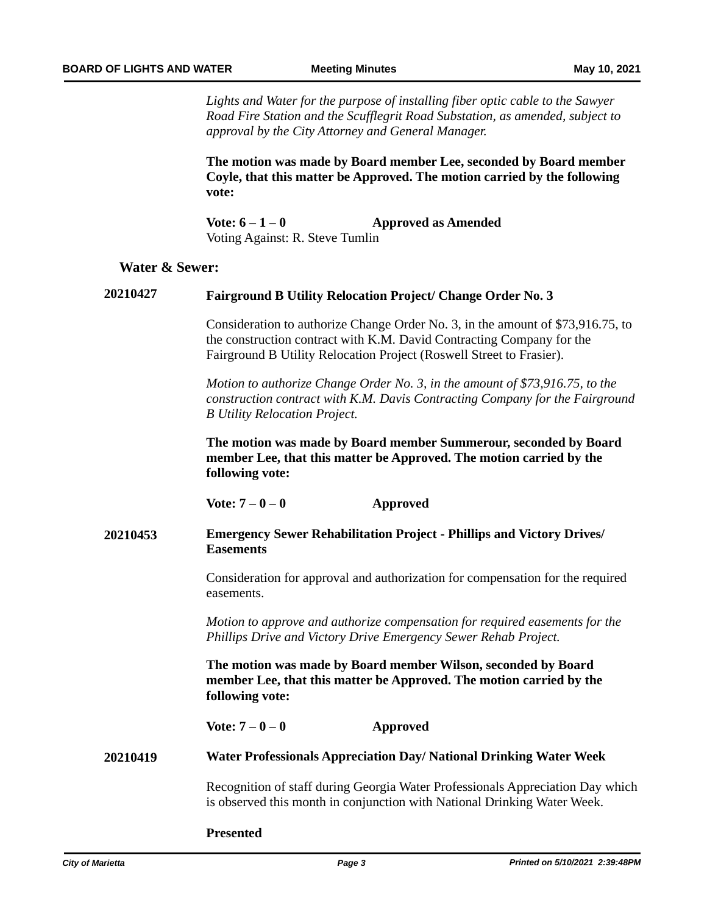*Lights and Water for the purpose of installing fiber optic cable to the Sawyer Road Fire Station and the Scufflegrit Road Substation, as amended, subject to approval by the City Attorney and General Manager.*

**The motion was made by Board member Lee, seconded by Board member Coyle, that this matter be Approved. The motion carried by the following vote:**

**Vote: 6 – 1 – 0** **Approved as Amended**
Voting Against: R. Steve Tumlin

**Water & Sewer:**

**20210427** **Fairground B Utility Relocation Project/ Change Order No. 3**

Consideration to authorize Change Order No. 3, in the amount of $73,916.75, to the construction contract with K.M. David Contracting Company for the Fairground B Utility Relocation Project (Roswell Street to Frasier).

*Motion to authorize Change Order No. 3, in the amount of $73,916.75, to the construction contract with K.M. Davis Contracting Company for the Fairground B Utility Relocation Project.*

**The motion was made by Board member Summerour, seconded by Board member Lee, that this matter be Approved. The motion carried by the following vote:**

**Vote: 7 – 0 – 0** **Approved**

**20210453** **Emergency Sewer Rehabilitation Project - Phillips and Victory Drives/ Easements**

Consideration for approval and authorization for compensation for the required easements.

*Motion to approve and authorize compensation for required easements for the Phillips Drive and Victory Drive Emergency Sewer Rehab Project.*

**The motion was made by Board member Wilson, seconded by Board member Lee, that this matter be Approved. The motion carried by the following vote:**

**Vote: 7 – 0 – 0** **Approved**

**20210419** **Water Professionals Appreciation Day/ National Drinking Water Week**

Recognition of staff during Georgia Water Professionals Appreciation Day which is observed this month in conjunction with National Drinking Water Week.

**Presented**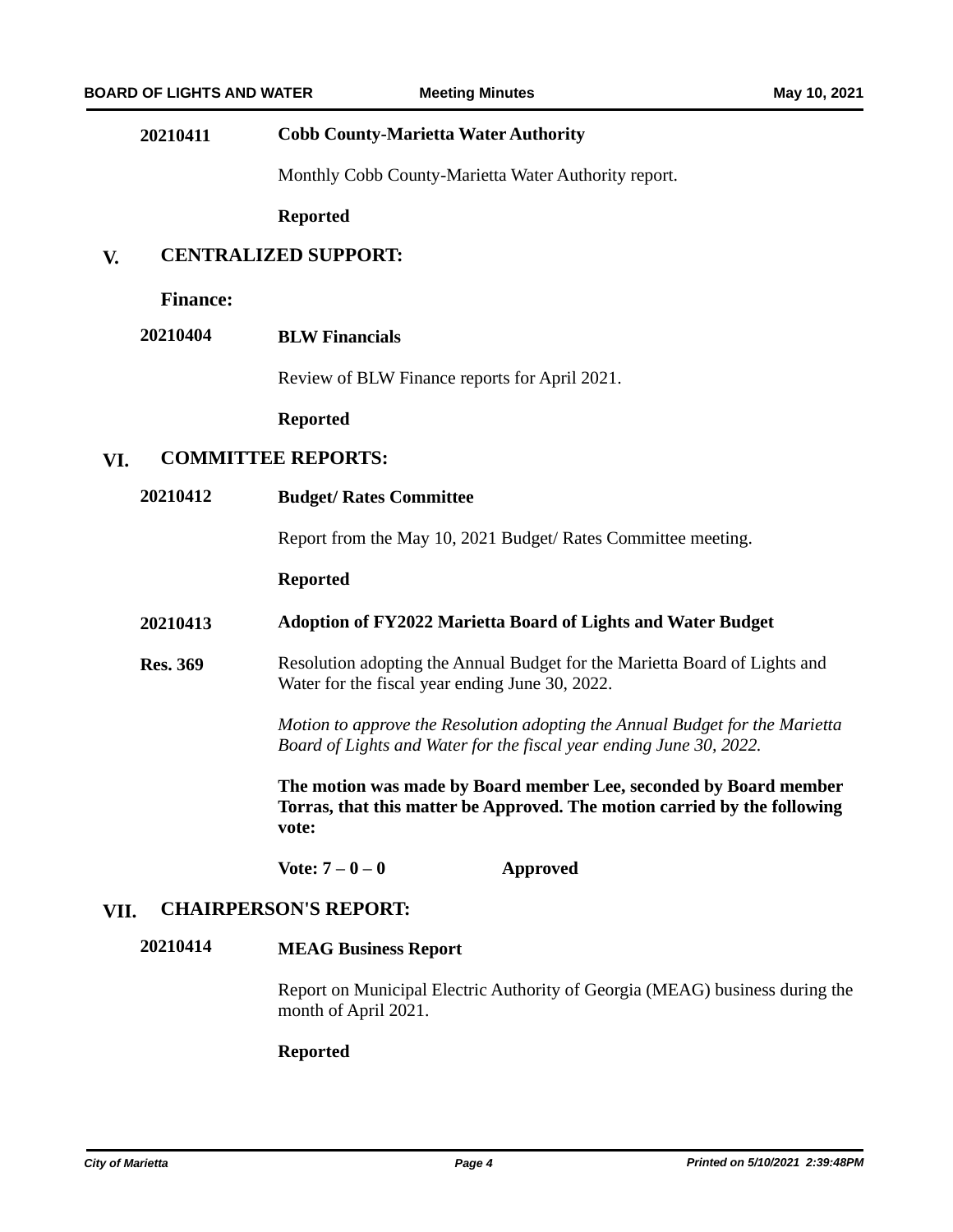**20210411** **Cobb County-Marietta Water Authority**

Monthly Cobb County-Marietta Water Authority report.

**Reported**

## V. CENTRALIZED SUPPORT:

### Finance:

**20210404** **BLW Financials**

Review of BLW Finance reports for April 2021.

**Reported**

## VI. COMMITTEE REPORTS:

**20210412** **Budget/ Rates Committee**

Report from the May 10, 2021 Budget/ Rates Committee meeting.

**Reported**

**20210413** **Adoption of FY2022 Marietta Board of Lights and Water Budget**

**Res. 369**

Resolution adopting the Annual Budget for the Marietta Board of Lights and Water for the fiscal year ending June 30, 2022.

*Motion to approve the Resolution adopting the Annual Budget for the Marietta Board of Lights and Water for the fiscal year ending June 30, 2022.*

**The motion was made by Board member Lee, seconded by Board member Torras, that this matter be Approved. The motion carried by the following vote:**

**Vote: 7 – 0 – 0** **Approved**

## VII. CHAIRPERSON'S REPORT:

**20210414** **MEAG Business Report**

Report on Municipal Electric Authority of Georgia (MEAG) business during the month of April 2021.

**Reported**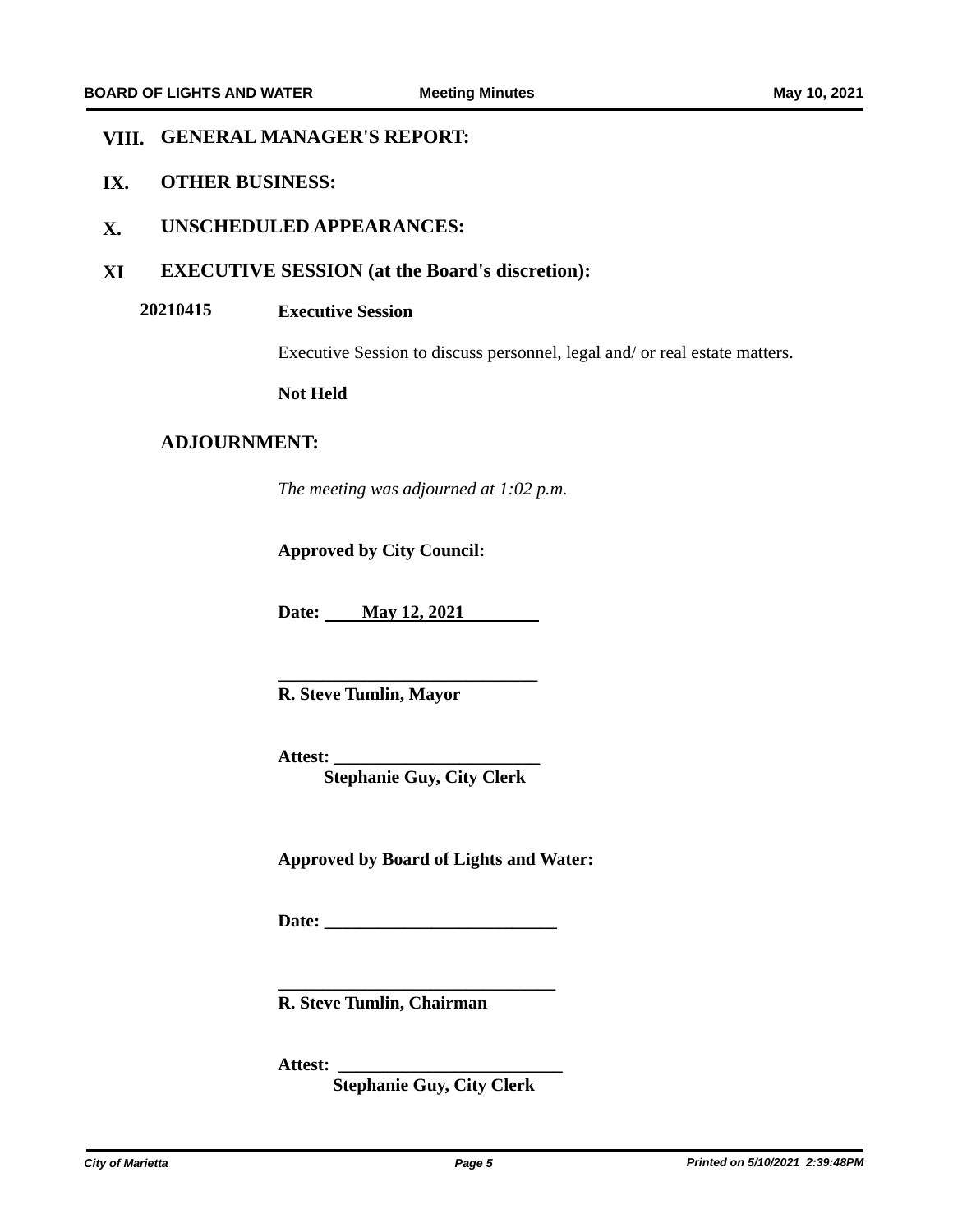## VIII. GENERAL MANAGER'S REPORT:

## IX. OTHER BUSINESS:

## X. UNSCHEDULED APPEARANCES:

## XI EXECUTIVE SESSION (at the Board's discretion):

**20210415** **Executive Session**

Executive Session to discuss personnel, legal and/ or real estate matters.

**Not Held**

## ADJOURNMENT:

*The meeting was adjourned at 1:02 p.m.*

**Approved by City Council:**

**Date: May 12, 2021**

**_____________________________**
**R. Steve Tumlin, Mayor**

**Attest: ______________________**
**Stephanie Guy, City Clerk**

**Approved by Board of Lights and Water:**

**Date: _________________________**

**_______________________________**
**R. Steve Tumlin, Chairman**

**Attest: ________________________**
**Stephanie Guy, City Clerk**